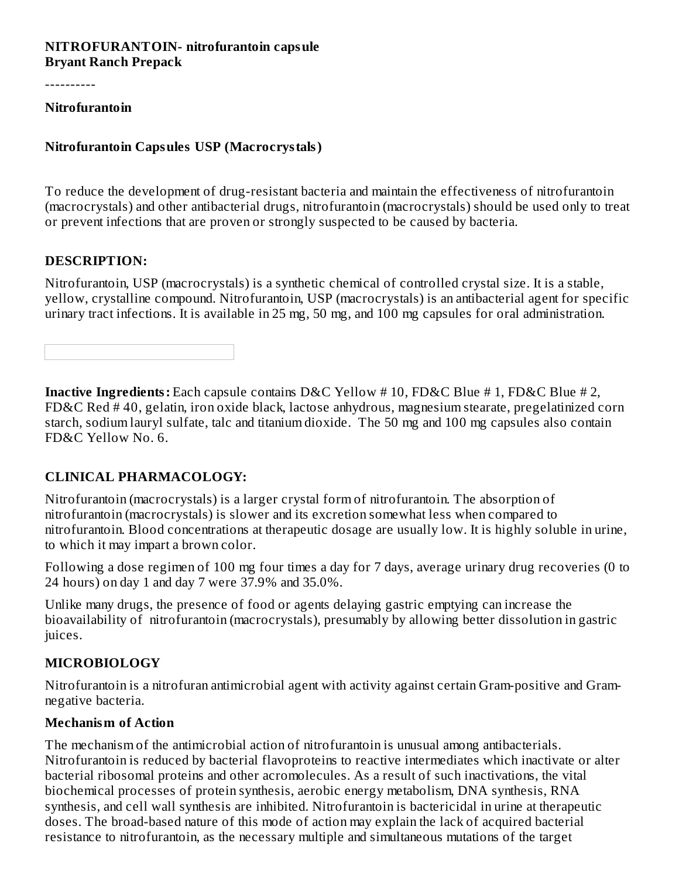**NITROFURANTOIN- nitrofurantoin capsule**
**Bryant Ranch Prepack**

----------

**Nitrofurantoin**

**Nitrofurantoin Capsules USP (Macrocrystals)**

To reduce the development of drug-resistant bacteria and maintain the effectiveness of nitrofurantoin (macrocrystals) and other antibacterial drugs, nitrofurantoin (macrocrystals) should be used only to treat or prevent infections that are proven or strongly suspected to be caused by bacteria.

## DESCRIPTION:

Nitrofurantoin, USP (macrocrystals) is a synthetic chemical of controlled crystal size. It is a stable, yellow, crystalline compound. Nitrofurantoin, USP (macrocrystals) is an antibacterial agent for specific urinary tract infections. It is available in 25 mg, 50 mg, and 100 mg capsules for oral administration.

**Inactive Ingredients:** Each capsule contains D&C Yellow # 10, FD&C Blue # 1, FD&C Blue # 2, FD&C Red # 40, gelatin, iron oxide black, lactose anhydrous, magnesium stearate, pregelatinized corn starch, sodium lauryl sulfate, talc and titanium dioxide. The 50 mg and 100 mg capsules also contain FD&C Yellow No. 6.

## CLINICAL PHARMACOLOGY:

Nitrofurantoin (macrocrystals) is a larger crystal form of nitrofurantoin. The absorption of nitrofurantoin (macrocrystals) is slower and its excretion somewhat less when compared to nitrofurantoin. Blood concentrations at therapeutic dosage are usually low. It is highly soluble in urine, to which it may impart a brown color.

Following a dose regimen of 100 mg four times a day for 7 days, average urinary drug recoveries (0 to 24 hours) on day 1 and day 7 were 37.9% and 35.0%.

Unlike many drugs, the presence of food or agents delaying gastric emptying can increase the bioavailability of nitrofurantoin (macrocrystals), presumably by allowing better dissolution in gastric juices.

## MICROBIOLOGY

Nitrofurantoin is a nitrofuran antimicrobial agent with activity against certain Gram-positive and Gram-negative bacteria.

### Mechanism of Action

The mechanism of the antimicrobial action of nitrofurantoin is unusual among antibacterials. Nitrofurantoin is reduced by bacterial flavoproteins to reactive intermediates which inactivate or alter bacterial ribosomal proteins and other acromolecules. As a result of such inactivations, the vital biochemical processes of protein synthesis, aerobic energy metabolism, DNA synthesis, RNA synthesis, and cell wall synthesis are inhibited. Nitrofurantoin is bactericidal in urine at therapeutic doses. The broad-based nature of this mode of action may explain the lack of acquired bacterial resistance to nitrofurantoin, as the necessary multiple and simultaneous mutations of the target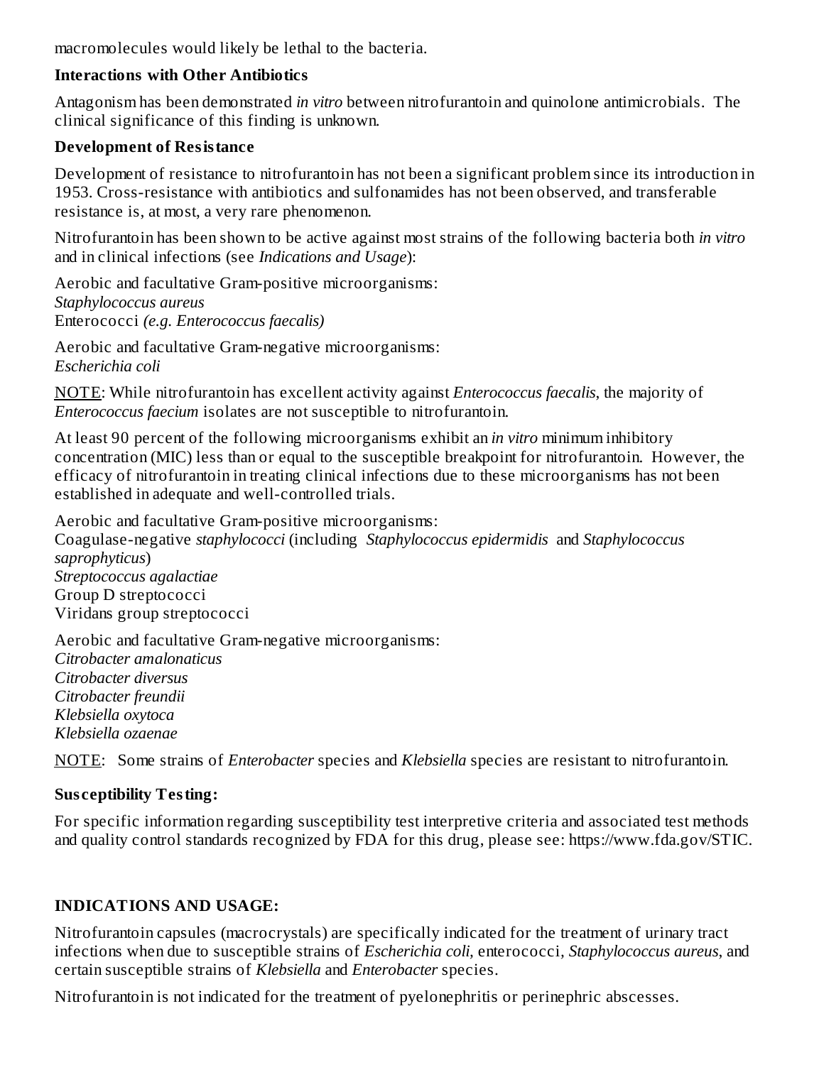macromolecules would likely be lethal to the bacteria.

**Interactions with Other Antibiotics**

Antagonism has been demonstrated *in vitro* between nitrofurantoin and quinolone antimicrobials. The clinical significance of this finding is unknown.

**Development of Resistance**

Development of resistance to nitrofurantoin has not been a significant problem since its introduction in 1953. Cross-resistance with antibiotics and sulfonamides has not been observed, and transferable resistance is, at most, a very rare phenomenon.

Nitrofurantoin has been shown to be active against most strains of the following bacteria both *in vitro* and in clinical infections (see *Indications and Usage*):

Aerobic and facultative Gram-positive microorganisms:
*Staphylococcus aureus*
Enterococci *(e.g. Enterococcus faecalis)*

Aerobic and facultative Gram-negative microorganisms:
*Escherichia coli*

NOTE: While nitrofurantoin has excellent activity against *Enterococcus faecalis*, the majority of *Enterococcus faecium* isolates are not susceptible to nitrofurantoin.

At least 90 percent of the following microorganisms exhibit an *in vitro* minimum inhibitory concentration (MIC) less than or equal to the susceptible breakpoint for nitrofurantoin. However, the efficacy of nitrofurantoin in treating clinical infections due to these microorganisms has not been established in adequate and well-controlled trials.

Aerobic and facultative Gram-positive microorganisms:
Coagulase-negative *staphylococci* (including *Staphylococcus epidermidis* and *Staphylococcus saprophyticus*)
*Streptococcus agalactiae*
Group D streptococci
Viridans group streptococci

Aerobic and facultative Gram-negative microorganisms:
*Citrobacter amalonaticus*
*Citrobacter diversus*
*Citrobacter freundii*
*Klebsiella oxytoca*
*Klebsiella ozaenae*

NOTE: Some strains of *Enterobacter* species and *Klebsiella* species are resistant to nitrofurantoin.

**Susceptibility Testing:**

For specific information regarding susceptibility test interpretive criteria and associated test methods and quality control standards recognized by FDA for this drug, please see: https://www.fda.gov/STIC.

## INDICATIONS AND USAGE:

Nitrofurantoin capsules (macrocrystals) are specifically indicated for the treatment of urinary tract infections when due to susceptible strains of *Escherichia coli*, enterococci, *Staphylococcus aureus*, and certain susceptible strains of *Klebsiella* and *Enterobacter* species.

Nitrofurantoin is not indicated for the treatment of pyelonephritis or perinephric abscesses.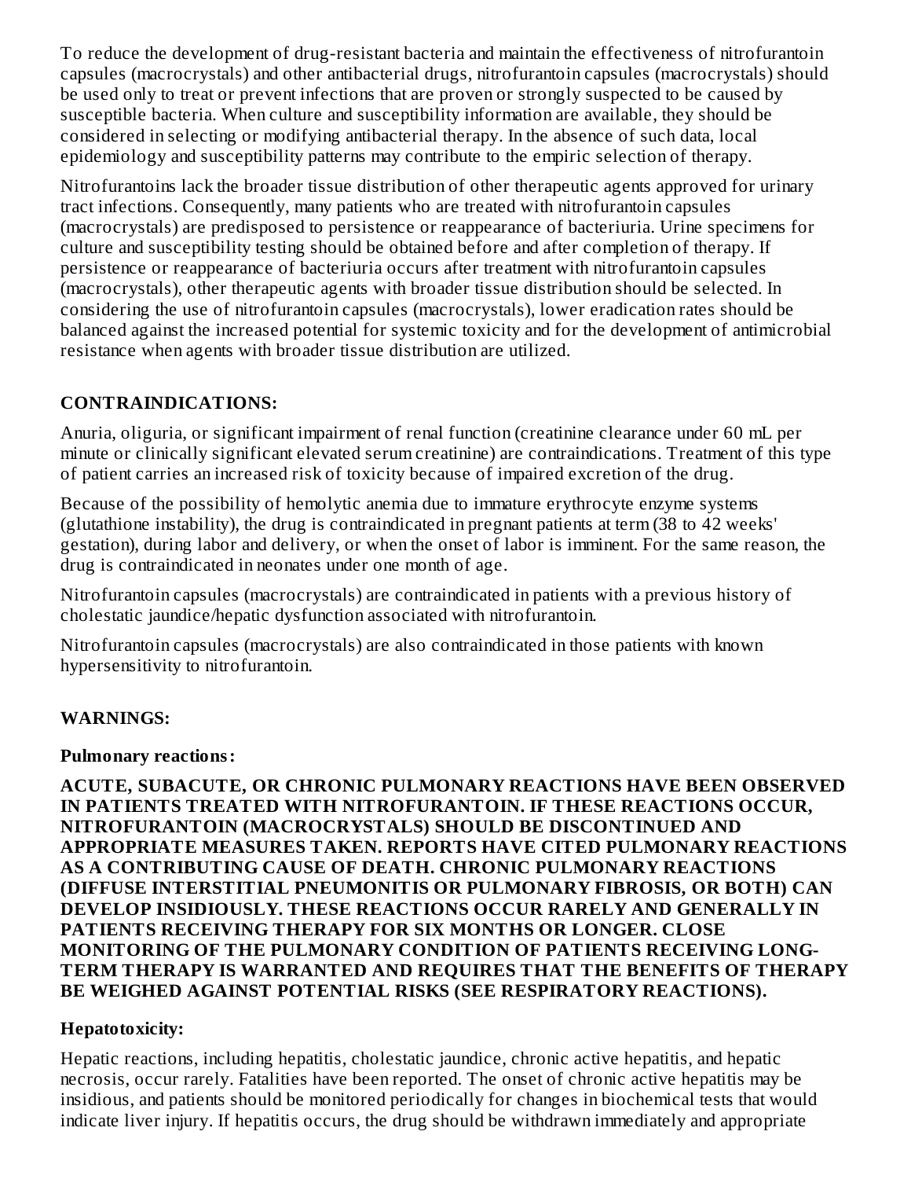To reduce the development of drug-resistant bacteria and maintain the effectiveness of nitrofurantoin capsules (macrocrystals) and other antibacterial drugs, nitrofurantoin capsules (macrocrystals) should be used only to treat or prevent infections that are proven or strongly suspected to be caused by susceptible bacteria. When culture and susceptibility information are available, they should be considered in selecting or modifying antibacterial therapy. In the absence of such data, local epidemiology and susceptibility patterns may contribute to the empiric selection of therapy.

Nitrofurantoins lack the broader tissue distribution of other therapeutic agents approved for urinary tract infections. Consequently, many patients who are treated with nitrofurantoin capsules (macrocrystals) are predisposed to persistence or reappearance of bacteriuria. Urine specimens for culture and susceptibility testing should be obtained before and after completion of therapy. If persistence or reappearance of bacteriuria occurs after treatment with nitrofurantoin capsules (macrocrystals), other therapeutic agents with broader tissue distribution should be selected. In considering the use of nitrofurantoin capsules (macrocrystals), lower eradication rates should be balanced against the increased potential for systemic toxicity and for the development of antimicrobial resistance when agents with broader tissue distribution are utilized.

## CONTRAINDICATIONS:

Anuria, oliguria, or significant impairment of renal function (creatinine clearance under 60 mL per minute or clinically significant elevated serum creatinine) are contraindications. Treatment of this type of patient carries an increased risk of toxicity because of impaired excretion of the drug.

Because of the possibility of hemolytic anemia due to immature erythrocyte enzyme systems (glutathione instability), the drug is contraindicated in pregnant patients at term (38 to 42 weeks' gestation), during labor and delivery, or when the onset of labor is imminent. For the same reason, the drug is contraindicated in neonates under one month of age.

Nitrofurantoin capsules (macrocrystals) are contraindicated in patients with a previous history of cholestatic jaundice/hepatic dysfunction associated with nitrofurantoin.

Nitrofurantoin capsules (macrocrystals) are also contraindicated in those patients with known hypersensitivity to nitrofurantoin.

## WARNINGS:

### Pulmonary reactions:

**ACUTE, SUBACUTE, OR CHRONIC PULMONARY REACTIONS HAVE BEEN OBSERVED IN PATIENTS TREATED WITH NITROFURANTOIN. IF THESE REACTIONS OCCUR, NITROFURANTOIN (MACROCRYSTALS) SHOULD BE DISCONTINUED AND APPROPRIATE MEASURES TAKEN. REPORTS HAVE CITED PULMONARY REACTIONS AS A CONTRIBUTING CAUSE OF DEATH. CHRONIC PULMONARY REACTIONS (DIFFUSE INTERSTITIAL PNEUMONITIS OR PULMONARY FIBROSIS, OR BOTH) CAN DEVELOP INSIDIOUSLY. THESE REACTIONS OCCUR RARELY AND GENERALLY IN PATIENTS RECEIVING THERAPY FOR SIX MONTHS OR LONGER. CLOSE MONITORING OF THE PULMONARY CONDITION OF PATIENTS RECEIVING LONG-TERM THERAPY IS WARRANTED AND REQUIRES THAT THE BENEFITS OF THERAPY BE WEIGHED AGAINST POTENTIAL RISKS (SEE RESPIRATORY REACTIONS).**

### Hepatotoxicity:

Hepatic reactions, including hepatitis, cholestatic jaundice, chronic active hepatitis, and hepatic necrosis, occur rarely. Fatalities have been reported. The onset of chronic active hepatitis may be insidious, and patients should be monitored periodically for changes in biochemical tests that would indicate liver injury. If hepatitis occurs, the drug should be withdrawn immediately and appropriate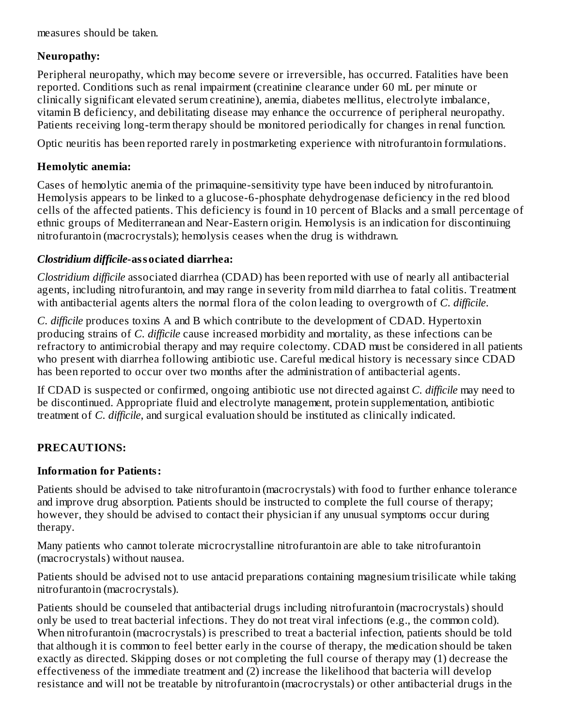measures should be taken.

### Neuropathy:

Peripheral neuropathy, which may become severe or irreversible, has occurred. Fatalities have been reported. Conditions such as renal impairment (creatinine clearance under 60 mL per minute or clinically significant elevated serum creatinine), anemia, diabetes mellitus, electrolyte imbalance, vitamin B deficiency, and debilitating disease may enhance the occurrence of peripheral neuropathy. Patients receiving long-term therapy should be monitored periodically for changes in renal function.

Optic neuritis has been reported rarely in postmarketing experience with nitrofurantoin formulations.

### Hemolytic anemia:

Cases of hemolytic anemia of the primaquine-sensitivity type have been induced by nitrofurantoin. Hemolysis appears to be linked to a glucose-6-phosphate dehydrogenase deficiency in the red blood cells of the affected patients. This deficiency is found in 10 percent of Blacks and a small percentage of ethnic groups of Mediterranean and Near-Eastern origin. Hemolysis is an indication for discontinuing nitrofurantoin (macrocrystals); hemolysis ceases when the drug is withdrawn.

### *Clostridium difficile*-associated diarrhea:

*Clostridium difficile* associated diarrhea (CDAD) has been reported with use of nearly all antibacterial agents, including nitrofurantoin, and may range in severity from mild diarrhea to fatal colitis. Treatment with antibacterial agents alters the normal flora of the colon leading to overgrowth of *C. difficile*.

*C. difficile* produces toxins A and B which contribute to the development of CDAD. Hypertoxin producing strains of *C. difficile* cause increased morbidity and mortality, as these infections can be refractory to antimicrobial therapy and may require colectomy. CDAD must be considered in all patients who present with diarrhea following antibiotic use. Careful medical history is necessary since CDAD has been reported to occur over two months after the administration of antibacterial agents.

If CDAD is suspected or confirmed, ongoing antibiotic use not directed against *C. difficile* may need to be discontinued. Appropriate fluid and electrolyte management, protein supplementation, antibiotic treatment of *C. difficile*, and surgical evaluation should be instituted as clinically indicated.

## PRECAUTIONS:

### Information for Patients:

Patients should be advised to take nitrofurantoin (macrocrystals) with food to further enhance tolerance and improve drug absorption. Patients should be instructed to complete the full course of therapy; however, they should be advised to contact their physician if any unusual symptoms occur during therapy.

Many patients who cannot tolerate microcrystalline nitrofurantoin are able to take nitrofurantoin (macrocrystals) without nausea.

Patients should be advised not to use antacid preparations containing magnesium trisilicate while taking nitrofurantoin (macrocrystals).

Patients should be counseled that antibacterial drugs including nitrofurantoin (macrocrystals) should only be used to treat bacterial infections. They do not treat viral infections (e.g., the common cold). When nitrofurantoin (macrocrystals) is prescribed to treat a bacterial infection, patients should be told that although it is common to feel better early in the course of therapy, the medication should be taken exactly as directed. Skipping doses or not completing the full course of therapy may (1) decrease the effectiveness of the immediate treatment and (2) increase the likelihood that bacteria will develop resistance and will not be treatable by nitrofurantoin (macrocrystals) or other antibacterial drugs in the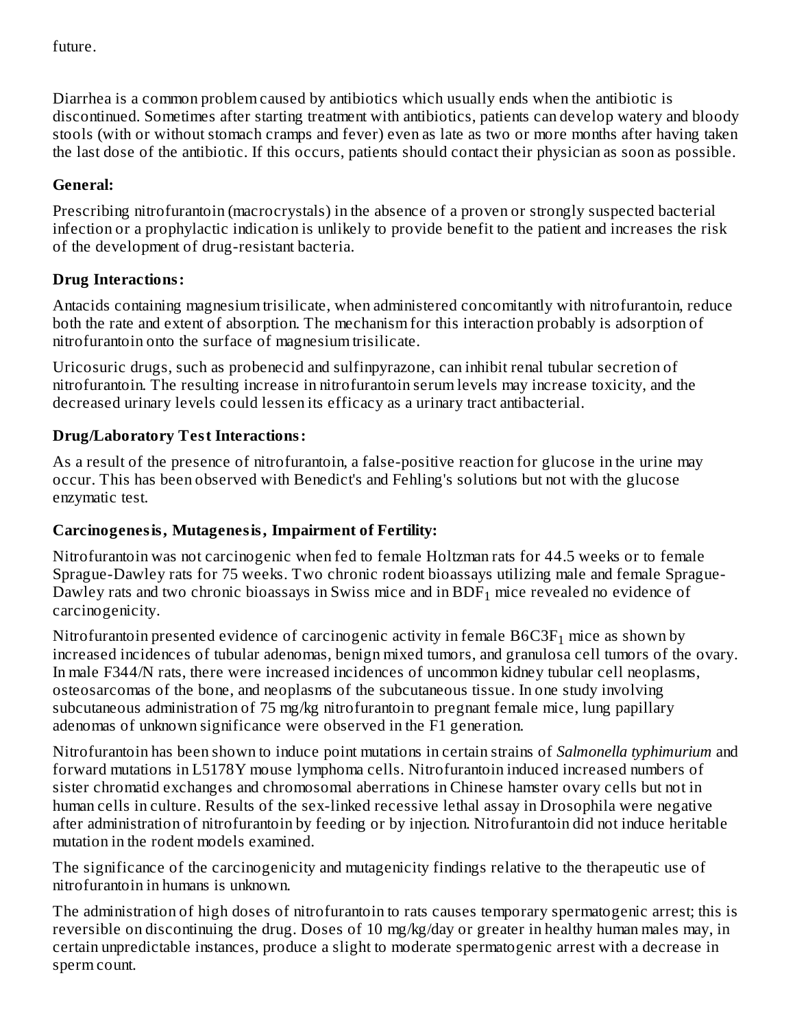future.

Diarrhea is a common problem caused by antibiotics which usually ends when the antibiotic is discontinued. Sometimes after starting treatment with antibiotics, patients can develop watery and bloody stools (with or without stomach cramps and fever) even as late as two or more months after having taken the last dose of the antibiotic. If this occurs, patients should contact their physician as soon as possible.

### General:

Prescribing nitrofurantoin (macrocrystals) in the absence of a proven or strongly suspected bacterial infection or a prophylactic indication is unlikely to provide benefit to the patient and increases the risk of the development of drug-resistant bacteria.

### Drug Interactions:

Antacids containing magnesium trisilicate, when administered concomitantly with nitrofurantoin, reduce both the rate and extent of absorption. The mechanism for this interaction probably is adsorption of nitrofurantoin onto the surface of magnesium trisilicate.

Uricosuric drugs, such as probenecid and sulfinpyrazone, can inhibit renal tubular secretion of nitrofurantoin. The resulting increase in nitrofurantoin serum levels may increase toxicity, and the decreased urinary levels could lessen its efficacy as a urinary tract antibacterial.

### Drug/Laboratory Test Interactions:

As a result of the presence of nitrofurantoin, a false-positive reaction for glucose in the urine may occur. This has been observed with Benedict's and Fehling's solutions but not with the glucose enzymatic test.

### Carcinogenesis, Mutagenesis, Impairment of Fertility:

Nitrofurantoin was not carcinogenic when fed to female Holtzman rats for 44.5 weeks or to female Sprague-Dawley rats for 75 weeks. Two chronic rodent bioassays utilizing male and female Sprague-Dawley rats and two chronic bioassays in Swiss mice and in $BDF_1$ mice revealed no evidence of carcinogenicity.

Nitrofurantoin presented evidence of carcinogenic activity in female $B6C3F_1$ mice as shown by increased incidences of tubular adenomas, benign mixed tumors, and granulosa cell tumors of the ovary. In male F344/N rats, there were increased incidences of uncommon kidney tubular cell neoplasms, osteosarcomas of the bone, and neoplasms of the subcutaneous tissue. In one study involving subcutaneous administration of 75 mg/kg nitrofurantoin to pregnant female mice, lung papillary adenomas of unknown significance were observed in the F1 generation.

Nitrofurantoin has been shown to induce point mutations in certain strains of *Salmonella typhimurium* and forward mutations in L5178Y mouse lymphoma cells. Nitrofurantoin induced increased numbers of sister chromatid exchanges and chromosomal aberrations in Chinese hamster ovary cells but not in human cells in culture. Results of the sex-linked recessive lethal assay in Drosophila were negative after administration of nitrofurantoin by feeding or by injection. Nitrofurantoin did not induce heritable mutation in the rodent models examined.

The significance of the carcinogenicity and mutagenicity findings relative to the therapeutic use of nitrofurantoin in humans is unknown.

The administration of high doses of nitrofurantoin to rats causes temporary spermatogenic arrest; this is reversible on discontinuing the drug. Doses of 10 mg/kg/day or greater in healthy human males may, in certain unpredictable instances, produce a slight to moderate spermatogenic arrest with a decrease in sperm count.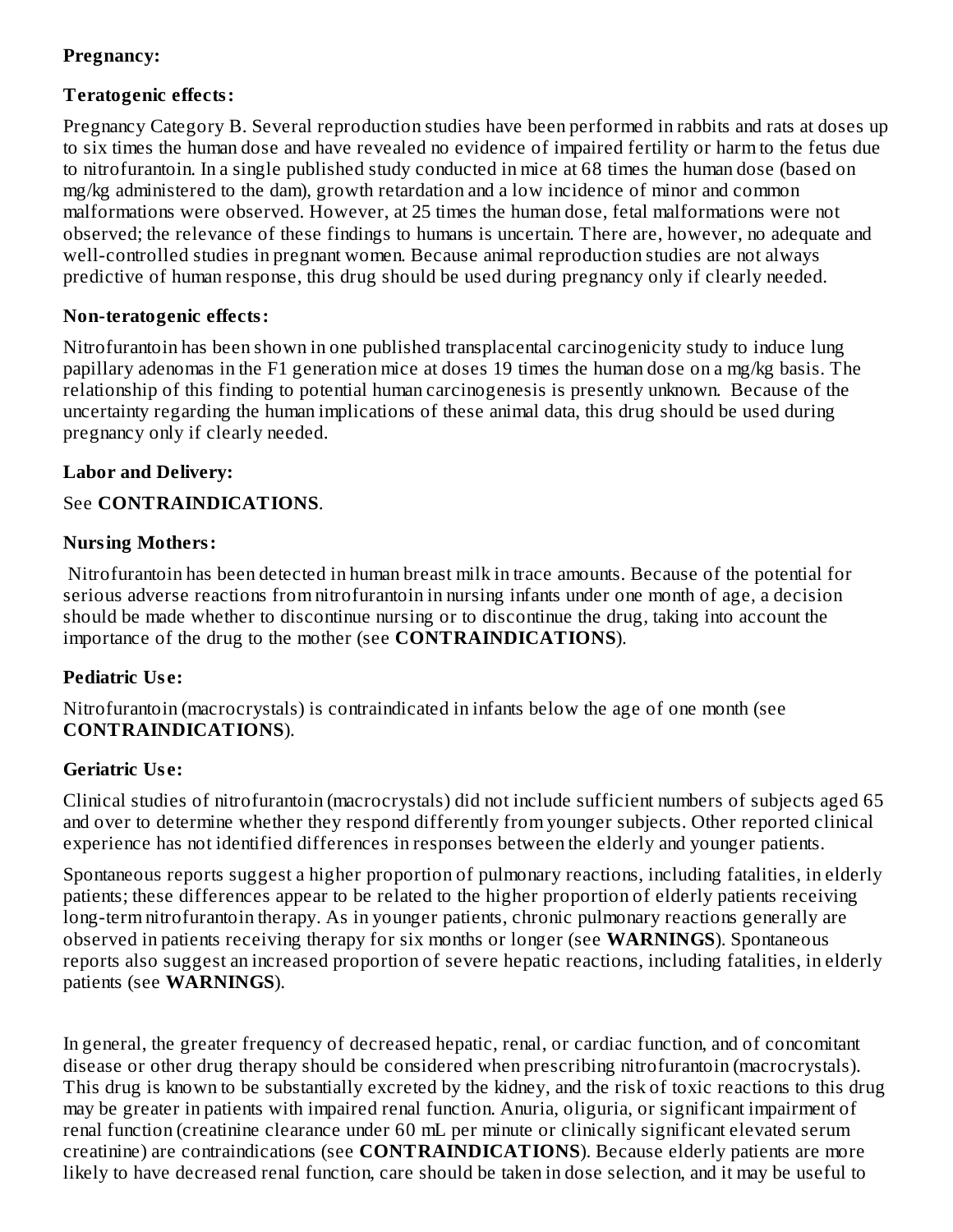**Pregnancy:**

**Teratogenic effects:**

Pregnancy Category B. Several reproduction studies have been performed in rabbits and rats at doses up to six times the human dose and have revealed no evidence of impaired fertility or harm to the fetus due to nitrofurantoin. In a single published study conducted in mice at 68 times the human dose (based on mg/kg administered to the dam), growth retardation and a low incidence of minor and common malformations were observed. However, at 25 times the human dose, fetal malformations were not observed; the relevance of these findings to humans is uncertain. There are, however, no adequate and well-controlled studies in pregnant women. Because animal reproduction studies are not always predictive of human response, this drug should be used during pregnancy only if clearly needed.

**Non-teratogenic effects:**

Nitrofurantoin has been shown in one published transplacental carcinogenicity study to induce lung papillary adenomas in the F1 generation mice at doses 19 times the human dose on a mg/kg basis. The relationship of this finding to potential human carcinogenesis is presently unknown. Because of the uncertainty regarding the human implications of these animal data, this drug should be used during pregnancy only if clearly needed.

**Labor and Delivery:**

See **CONTRAINDICATIONS**.

**Nursing Mothers:**

Nitrofurantoin has been detected in human breast milk in trace amounts. Because of the potential for serious adverse reactions from nitrofurantoin in nursing infants under one month of age, a decision should be made whether to discontinue nursing or to discontinue the drug, taking into account the importance of the drug to the mother (see **CONTRAINDICATIONS**).

**Pediatric Use:**

Nitrofurantoin (macrocrystals) is contraindicated in infants below the age of one month (see **CONTRAINDICATIONS**).

**Geriatric Use:**

Clinical studies of nitrofurantoin (macrocrystals) did not include sufficient numbers of subjects aged 65 and over to determine whether they respond differently from younger subjects. Other reported clinical experience has not identified differences in responses between the elderly and younger patients.

Spontaneous reports suggest a higher proportion of pulmonary reactions, including fatalities, in elderly patients; these differences appear to be related to the higher proportion of elderly patients receiving long-term nitrofurantoin therapy. As in younger patients, chronic pulmonary reactions generally are observed in patients receiving therapy for six months or longer (see **WARNINGS**). Spontaneous reports also suggest an increased proportion of severe hepatic reactions, including fatalities, in elderly patients (see **WARNINGS**).

In general, the greater frequency of decreased hepatic, renal, or cardiac function, and of concomitant disease or other drug therapy should be considered when prescribing nitrofurantoin (macrocrystals). This drug is known to be substantially excreted by the kidney, and the risk of toxic reactions to this drug may be greater in patients with impaired renal function. Anuria, oliguria, or significant impairment of renal function (creatinine clearance under 60 mL per minute or clinically significant elevated serum creatinine) are contraindications (see **CONTRAINDICATIONS**). Because elderly patients are more likely to have decreased renal function, care should be taken in dose selection, and it may be useful to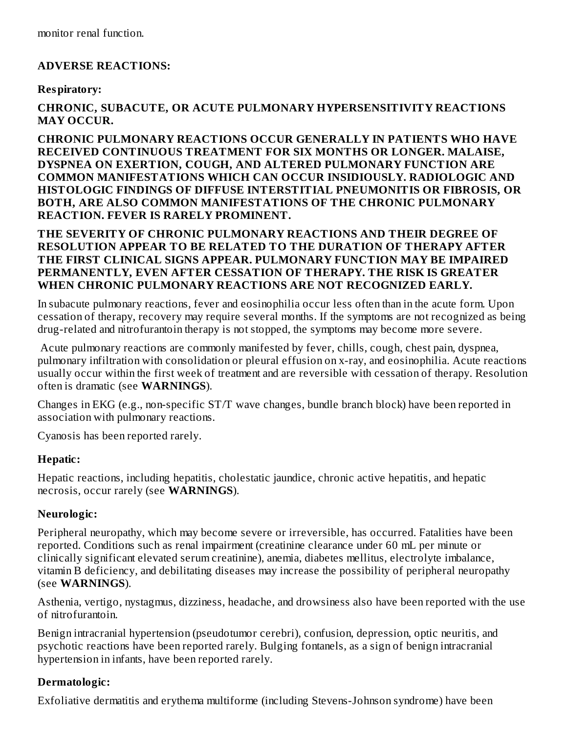monitor renal function.

**ADVERSE REACTIONS:**

**Respiratory:**

**CHRONIC, SUBACUTE, OR ACUTE PULMONARY HYPERSENSITIVITY REACTIONS MAY OCCUR.**

**CHRONIC PULMONARY REACTIONS OCCUR GENERALLY IN PATIENTS WHO HAVE RECEIVED CONTINUOUS TREATMENT FOR SIX MONTHS OR LONGER. MALAISE, DYSPNEA ON EXERTION, COUGH, AND ALTERED PULMONARY FUNCTION ARE COMMON MANIFESTATIONS WHICH CAN OCCUR INSIDIOUSLY. RADIOLOGIC AND HISTOLOGIC FINDINGS OF DIFFUSE INTERSTITIAL PNEUMONITIS OR FIBROSIS, OR BOTH, ARE ALSO COMMON MANIFESTATIONS OF THE CHRONIC PULMONARY REACTION. FEVER IS RARELY PROMINENT.**

**THE SEVERITY OF CHRONIC PULMONARY REACTIONS AND THEIR DEGREE OF RESOLUTION APPEAR TO BE RELATED TO THE DURATION OF THERAPY AFTER THE FIRST CLINICAL SIGNS APPEAR. PULMONARY FUNCTION MAY BE IMPAIRED PERMANENTLY, EVEN AFTER CESSATION OF THERAPY. THE RISK IS GREATER WHEN CHRONIC PULMONARY REACTIONS ARE NOT RECOGNIZED EARLY.**

In subacute pulmonary reactions, fever and eosinophilia occur less often than in the acute form. Upon cessation of therapy, recovery may require several months. If the symptoms are not recognized as being drug-related and nitrofurantoin therapy is not stopped, the symptoms may become more severe.

Acute pulmonary reactions are commonly manifested by fever, chills, cough, chest pain, dyspnea, pulmonary infiltration with consolidation or pleural effusion on x-ray, and eosinophilia. Acute reactions usually occur within the first week of treatment and are reversible with cessation of therapy. Resolution often is dramatic (see **WARNINGS**).

Changes in EKG (e.g., non-specific ST/T wave changes, bundle branch block) have been reported in association with pulmonary reactions.

Cyanosis has been reported rarely.

**Hepatic:**

Hepatic reactions, including hepatitis, cholestatic jaundice, chronic active hepatitis, and hepatic necrosis, occur rarely (see **WARNINGS**).

**Neurologic:**

Peripheral neuropathy, which may become severe or irreversible, has occurred. Fatalities have been reported. Conditions such as renal impairment (creatinine clearance under 60 mL per minute or clinically significant elevated serum creatinine), anemia, diabetes mellitus, electrolyte imbalance, vitamin B deficiency, and debilitating diseases may increase the possibility of peripheral neuropathy (see **WARNINGS**).

Asthenia, vertigo, nystagmus, dizziness, headache, and drowsiness also have been reported with the use of nitrofurantoin.

Benign intracranial hypertension (pseudotumor cerebri), confusion, depression, optic neuritis, and psychotic reactions have been reported rarely. Bulging fontanels, as a sign of benign intracranial hypertension in infants, have been reported rarely.

**Dermatologic:**

Exfoliative dermatitis and erythema multiforme (including Stevens-Johnson syndrome) have been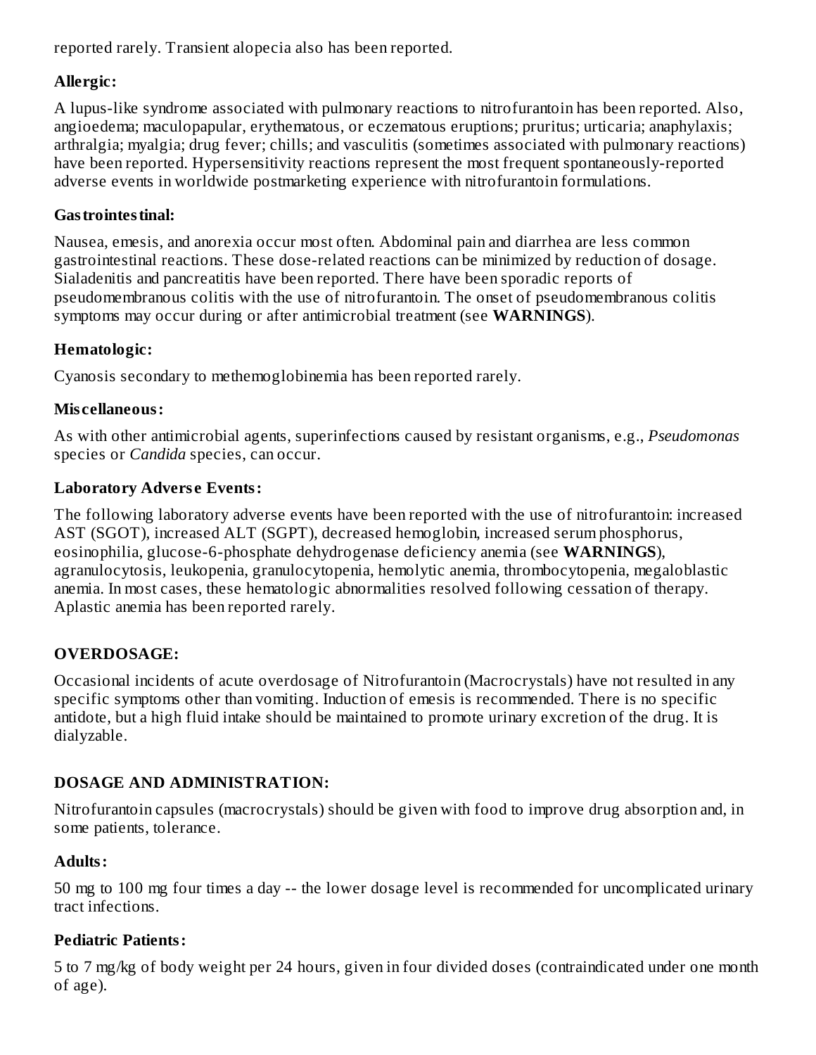reported rarely. Transient alopecia also has been reported.

**Allergic:**

A lupus-like syndrome associated with pulmonary reactions to nitrofurantoin has been reported. Also, angioedema; maculopapular, erythematous, or eczematous eruptions; pruritus; urticaria; anaphylaxis; arthralgia; myalgia; drug fever; chills; and vasculitis (sometimes associated with pulmonary reactions) have been reported. Hypersensitivity reactions represent the most frequent spontaneously-reported adverse events in worldwide postmarketing experience with nitrofurantoin formulations.

**Gastrointestinal:**

Nausea, emesis, and anorexia occur most often. Abdominal pain and diarrhea are less common gastrointestinal reactions. These dose-related reactions can be minimized by reduction of dosage. Sialadenitis and pancreatitis have been reported. There have been sporadic reports of pseudomembranous colitis with the use of nitrofurantoin. The onset of pseudomembranous colitis symptoms may occur during or after antimicrobial treatment (see **WARNINGS**).

**Hematologic:**

Cyanosis secondary to methemoglobinemia has been reported rarely.

**Miscellaneous:**

As with other antimicrobial agents, superinfections caused by resistant organisms, e.g., *Pseudomonas* species or *Candida* species, can occur.

**Laboratory Adverse Events:**

The following laboratory adverse events have been reported with the use of nitrofurantoin: increased AST (SGOT), increased ALT (SGPT), decreased hemoglobin, increased serum phosphorus, eosinophilia, glucose-6-phosphate dehydrogenase deficiency anemia (see **WARNINGS**), agranulocytosis, leukopenia, granulocytopenia, hemolytic anemia, thrombocytopenia, megaloblastic anemia. In most cases, these hematologic abnormalities resolved following cessation of therapy. Aplastic anemia has been reported rarely.

## OVERDOSAGE:

Occasional incidents of acute overdosage of Nitrofurantoin (Macrocrystals) have not resulted in any specific symptoms other than vomiting. Induction of emesis is recommended. There is no specific antidote, but a high fluid intake should be maintained to promote urinary excretion of the drug. It is dialyzable.

## DOSAGE AND ADMINISTRATION:

Nitrofurantoin capsules (macrocrystals) should be given with food to improve drug absorption and, in some patients, tolerance.

**Adults:**

50 mg to 100 mg four times a day -- the lower dosage level is recommended for uncomplicated urinary tract infections.

**Pediatric Patients:**

5 to 7 mg/kg of body weight per 24 hours, given in four divided doses (contraindicated under one month of age).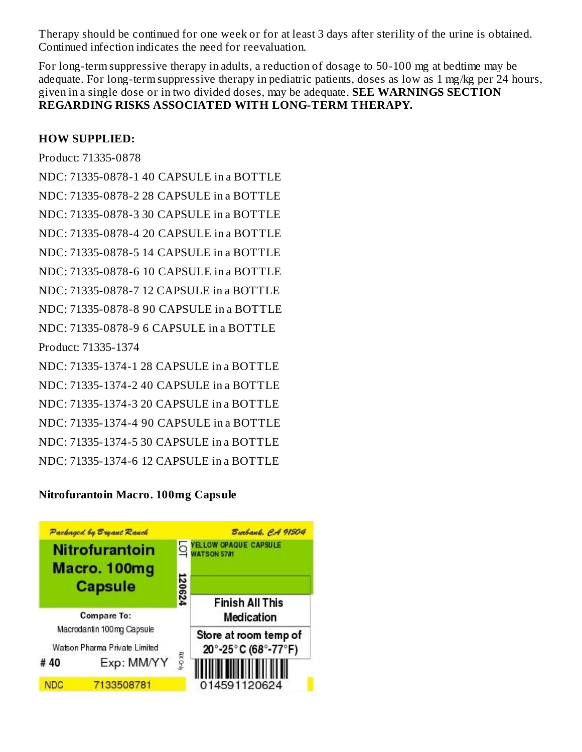Therapy should be continued for one week or for at least 3 days after sterility of the urine is obtained. Continued infection indicates the need for reevaluation.

For long-term suppressive therapy in adults, a reduction of dosage to 50-100 mg at bedtime may be adequate. For long-term suppressive therapy in pediatric patients, doses as low as 1 mg/kg per 24 hours, given in a single dose or in two divided doses, may be adequate. **SEE WARNINGS SECTION REGARDING RISKS ASSOCIATED WITH LONG-TERM THERAPY.**

**HOW SUPPLIED:**

Product: 71335-0878

NDC: 71335-0878-1 40 CAPSULE in a BOTTLE

NDC: 71335-0878-2 28 CAPSULE in a BOTTLE

NDC: 71335-0878-3 30 CAPSULE in a BOTTLE

NDC: 71335-0878-4 20 CAPSULE in a BOTTLE

NDC: 71335-0878-5 14 CAPSULE in a BOTTLE

NDC: 71335-0878-6 10 CAPSULE in a BOTTLE

NDC: 71335-0878-7 12 CAPSULE in a BOTTLE

NDC: 71335-0878-8 90 CAPSULE in a BOTTLE

NDC: 71335-0878-9 6 CAPSULE in a BOTTLE

Product: 71335-1374

NDC: 71335-1374-1 28 CAPSULE in a BOTTLE

NDC: 71335-1374-2 40 CAPSULE in a BOTTLE

NDC: 71335-1374-3 20 CAPSULE in a BOTTLE

NDC: 71335-1374-4 90 CAPSULE in a BOTTLE

NDC: 71335-1374-5 30 CAPSULE in a BOTTLE

NDC: 71335-1374-6 12 CAPSULE in a BOTTLE

**Nitrofurantoin Macro. 100mg Capsule**

Packaged by Bryant Ranch
Burbank, CA 91504

Nitrofurantoin Macro. 100mg Capsule

LOT 120624

YELLOW OPAQUE CAPSULE
WATSON 5781

Finish All This Medication

Compare To:
Macrodantin 100mg Capsule
Watson Pharma Private Limited

Store at room temp of 20°-25°C (68°-77°F)

# 40 Exp: MM/YY

RX Only

NDC 7133508781

014591120624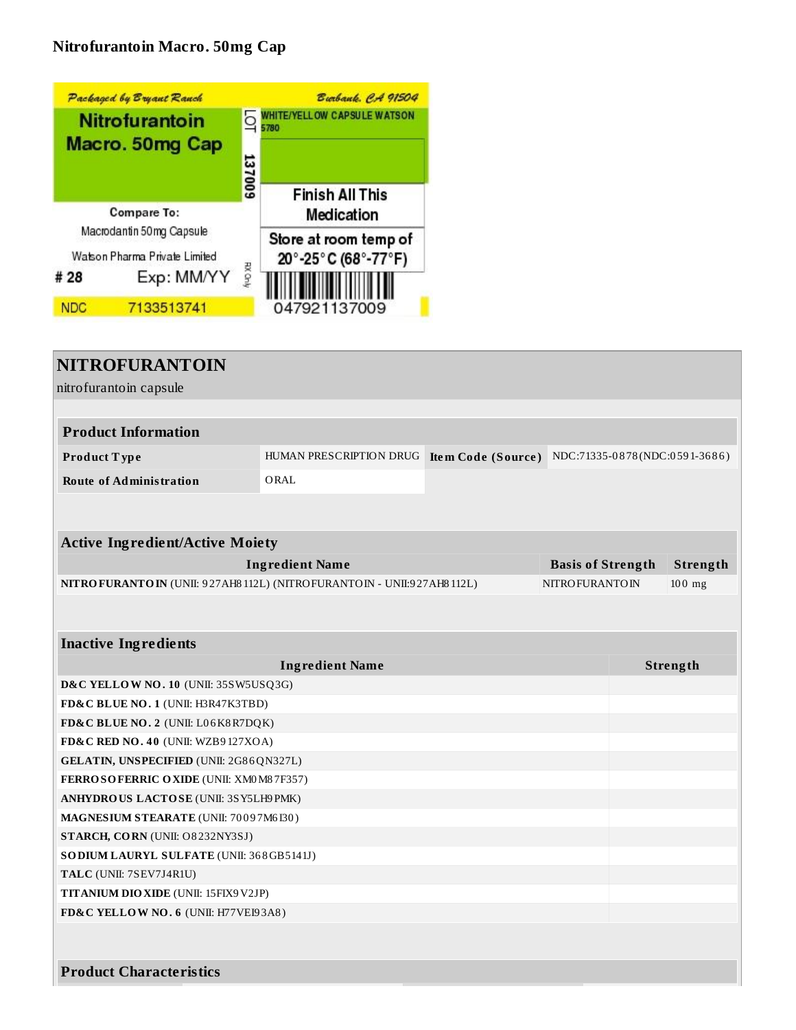## Nitrofurantoin Macro. 50mg Cap

Packaged by Bryant Ranch | Burbank, CA 91504

**Nitrofurantoin Macro. 50mg Cap**

LOT 137009

WHITE/YELLOW CAPSULE WATSON 5780

Finish All This Medication

Compare To: Macrodantin 50mg Capsule

Watson Pharma Private Limited

Store at room temp of 20°-25°C (68°-77°F)

# 28 Exp: MM/YY

RX Only

NDC 7133513741

047921137009

# NITROFURANTOIN

nitrofurantoin capsule

| Product Information | | | |
|---|---|---|---|
| **Product Type** | HUMAN PRESCRIPTION DRUG | **Item Code (Source)** | NDC:71335-0878(NDC:0591-3686) |
| **Route of Administration** | ORAL | | |

| Active Ingredient/Active Moiety | | |
|---|---|---|
| **Ingredient Name** | **Basis of Strength** | **Strength** |
| **NITROFURANTOIN** (UNII: 927AH8112L) (NITROFURANTOIN - UNII:927AH8112L) | NITROFURANTOIN | 100 mg |

| Inactive Ingredients | |
|---|---|
| **Ingredient Name** | **Strength** |
| **D&C YELLOW NO. 10** (UNII: 35SW5USQ3G) | |
| **FD&C BLUE NO. 1** (UNII: H3R47K3TBD) | |
| **FD&C BLUE NO. 2** (UNII: L06K8R7DQK) | |
| **FD&C RED NO. 40** (UNII: WZB9127XOA) | |
| **GELATIN, UNSPECIFIED** (UNII: 2G86QN327L) | |
| **FERROSOFERRIC OXIDE** (UNII: XM0M87F357) | |
| **ANHYDROUS LACTOSE** (UNII: 3SY5LH9PMK) | |
| **MAGNESIUM STEARATE** (UNII: 70097M6I30) | |
| **STARCH, CORN** (UNII: O8232NY3SJ) | |
| **SODIUM LAURYL SULFATE** (UNII: 368GB5141J) | |
| **TALC** (UNII: 7SEV7J4R1U) | |
| **TITANIUM DIOXIDE** (UNII: 15FIX9V2JP) | |
| **FD&C YELLOW NO. 6** (UNII: H77VEI93A8) | |

### Product Characteristics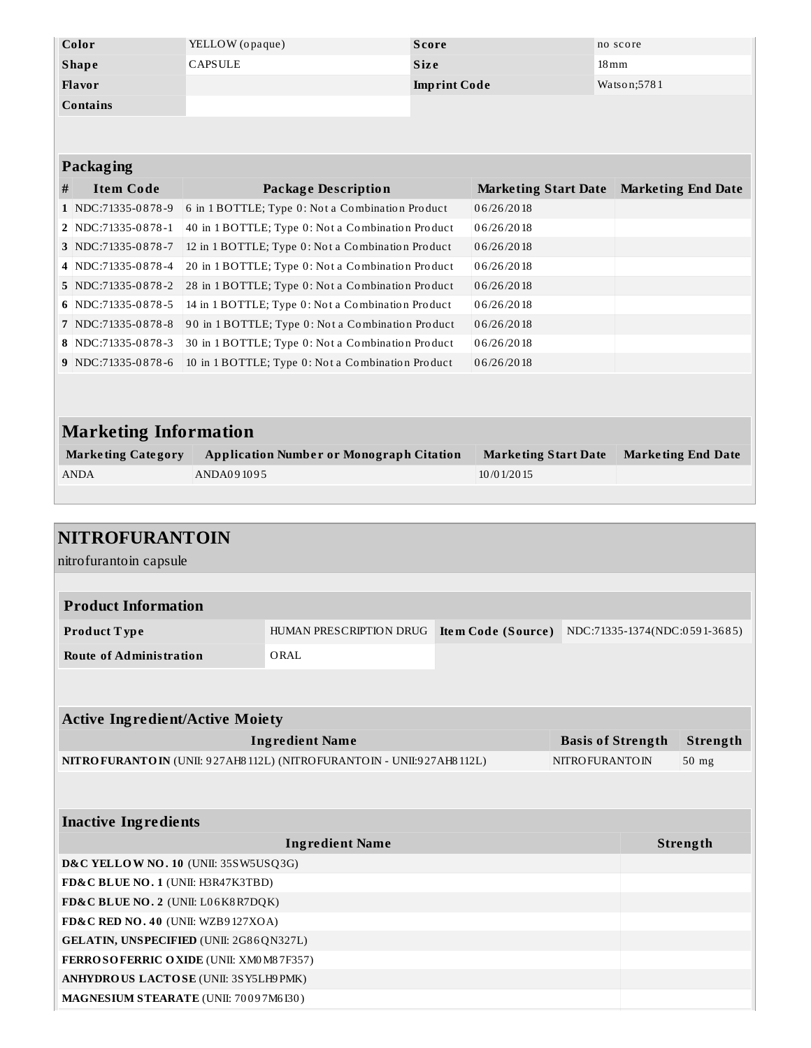| Color | YELLOW (opaque) | Score | no score |
| --- | --- | --- | --- |
| Shape | CAPSULE | Size | 18mm |
| Flavor | | Imprint Code | Watson;5781 |
| Contains | | | |

### Packaging

| # | Item Code | Package Description | Marketing Start Date | Marketing End Date |
| --- | --- | --- | --- | --- |
| 1 | NDC:71335-0878-9 | 6 in 1 BOTTLE; Type 0: Not a Combination Product | 06/26/2018 | |
| 2 | NDC:71335-0878-1 | 40 in 1 BOTTLE; Type 0: Not a Combination Product | 06/26/2018 | |
| 3 | NDC:71335-0878-7 | 12 in 1 BOTTLE; Type 0: Not a Combination Product | 06/26/2018 | |
| 4 | NDC:71335-0878-4 | 20 in 1 BOTTLE; Type 0: Not a Combination Product | 06/26/2018 | |
| 5 | NDC:71335-0878-2 | 28 in 1 BOTTLE; Type 0: Not a Combination Product | 06/26/2018 | |
| 6 | NDC:71335-0878-5 | 14 in 1 BOTTLE; Type 0: Not a Combination Product | 06/26/2018 | |
| 7 | NDC:71335-0878-8 | 90 in 1 BOTTLE; Type 0: Not a Combination Product | 06/26/2018 | |
| 8 | NDC:71335-0878-3 | 30 in 1 BOTTLE; Type 0: Not a Combination Product | 06/26/2018 | |
| 9 | NDC:71335-0878-6 | 10 in 1 BOTTLE; Type 0: Not a Combination Product | 06/26/2018 | |

## Marketing Information

| Marketing Category | Application Number or Monograph Citation | Marketing Start Date | Marketing End Date |
| --- | --- | --- | --- |
| ANDA | ANDA091095 | 10/01/2015 | |

# NITROFURANTOIN

nitrofurantoin capsule

### Product Information

| Product Type | HUMAN PRESCRIPTION DRUG | Item Code (Source) | NDC:71335-1374(NDC:0591-3685) |
| --- | --- | --- | --- |
| Route of Administration | ORAL | | |

### Active Ingredient/Active Moiety

| Ingredient Name | Basis of Strength | Strength |
| --- | --- | --- |
| **NITROFURANTOIN** (UNII: 927AH8112L) (NITROFURANTOIN - UNII:927AH8112L) | NITROFURANTOIN | 50 mg |

### Inactive Ingredients

| Ingredient Name | Strength |
| --- | --- |
| **D&C YELLOW NO. 10** (UNII: 35SW5USQ3G) | |
| **FD&C BLUE NO. 1** (UNII: H3R47K3TBD) | |
| **FD&C BLUE NO. 2** (UNII: L06K8R7DQK) | |
| **FD&C RED NO. 40** (UNII: WZB9127XOA) | |
| **GELATIN, UNSPECIFIED** (UNII: 2G86QN327L) | |
| **FERROSOFERRIC OXIDE** (UNII: XM0M87F357) | |
| **ANHYDROUS LACTOSE** (UNII: 3SY5LH9PMK) | |
| **MAGNESIUM STEARATE** (UNII: 70097M6I30) | |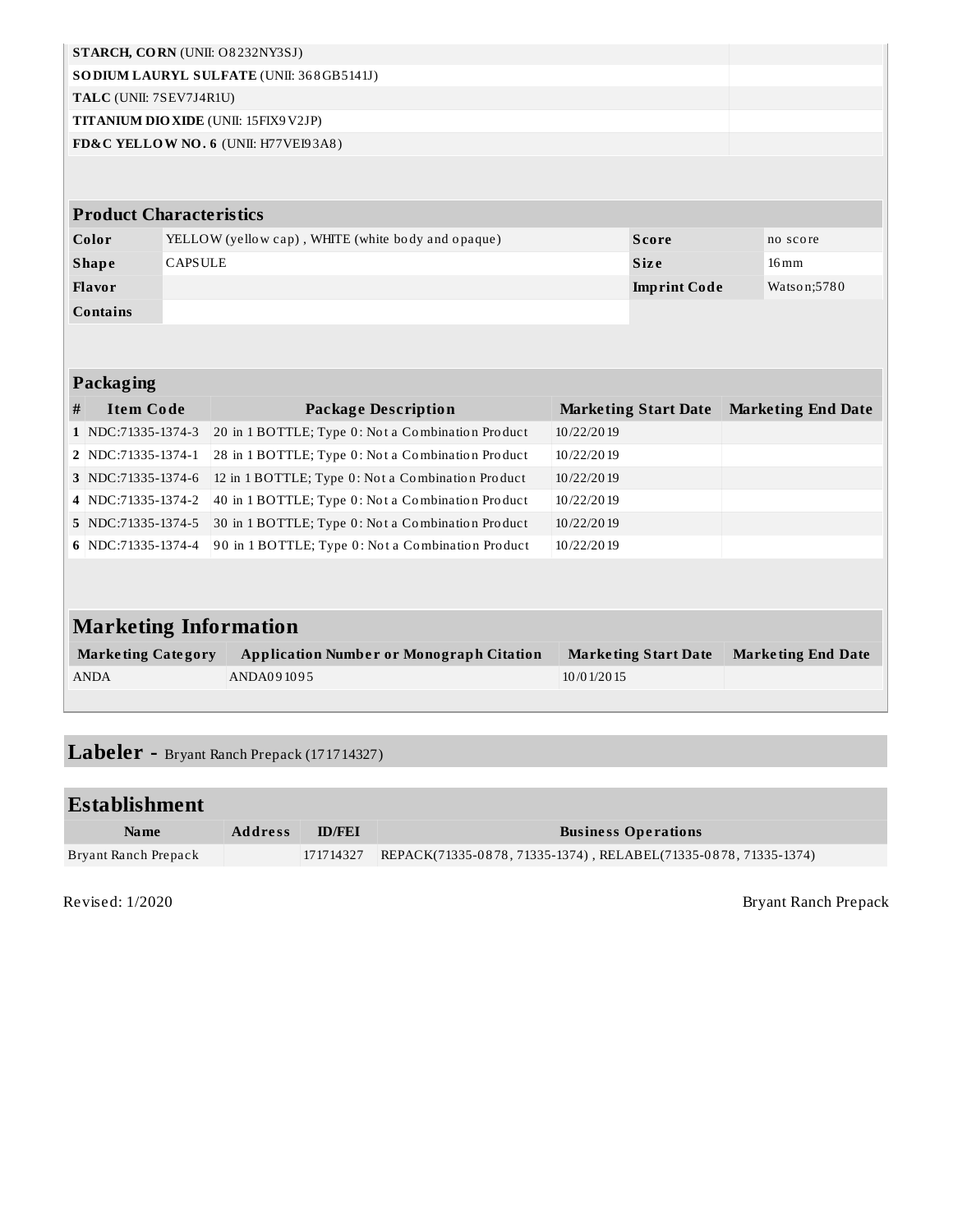| | |
|---|---|
| **STARCH, CORN** (UNII: O8232NY3SJ) | |
| **SODIUM LAURYL SULFATE** (UNII: 368GB5141J) | |
| **TALC** (UNII: 7SEV7J4R1U) | |
| **TITANIUM DIOXIDE** (UNII: 15FIX9V2JP) | |
| **FD&C YELLOW NO. 6** (UNII: H77VEI93A8) | |

**Product Characteristics**

| | | | |
|---|---|---|---|
| **Color** | YELLOW (yellow cap) , WHITE (white body and opaque) | **Score** | no score |
| **Shape** | CAPSULE | **Size** | 16mm |
| **Flavor** | | **Imprint Code** | Watson;5780 |
| **Contains** | | | |

**Packaging**

| # | Item Code | Package Description | Marketing Start Date | Marketing End Date |
|---|---|---|---|---|
| 1 | NDC:71335-1374-3 | 20 in 1 BOTTLE; Type 0: Not a Combination Product | 10/22/2019 | |
| 2 | NDC:71335-1374-1 | 28 in 1 BOTTLE; Type 0: Not a Combination Product | 10/22/2019 | |
| 3 | NDC:71335-1374-6 | 12 in 1 BOTTLE; Type 0: Not a Combination Product | 10/22/2019 | |
| 4 | NDC:71335-1374-2 | 40 in 1 BOTTLE; Type 0: Not a Combination Product | 10/22/2019 | |
| 5 | NDC:71335-1374-5 | 30 in 1 BOTTLE; Type 0: Not a Combination Product | 10/22/2019 | |
| 6 | NDC:71335-1374-4 | 90 in 1 BOTTLE; Type 0: Not a Combination Product | 10/22/2019 | |

**Marketing Information**

| Marketing Category | Application Number or Monograph Citation | Marketing Start Date | Marketing End Date |
|---|---|---|---|
| ANDA | ANDA091095 | 10/01/2015 | |

## Labeler - Bryant Ranch Prepack (171714327)

## Establishment

| Name | Address | ID/FEI | Business Operations |
|---|---|---|---|
| Bryant Ranch Prepack | | 171714327 | REPACK(71335-0878, 71335-1374) , RELABEL(71335-0878, 71335-1374) |

Revised: 1/2020

Bryant Ranch Prepack